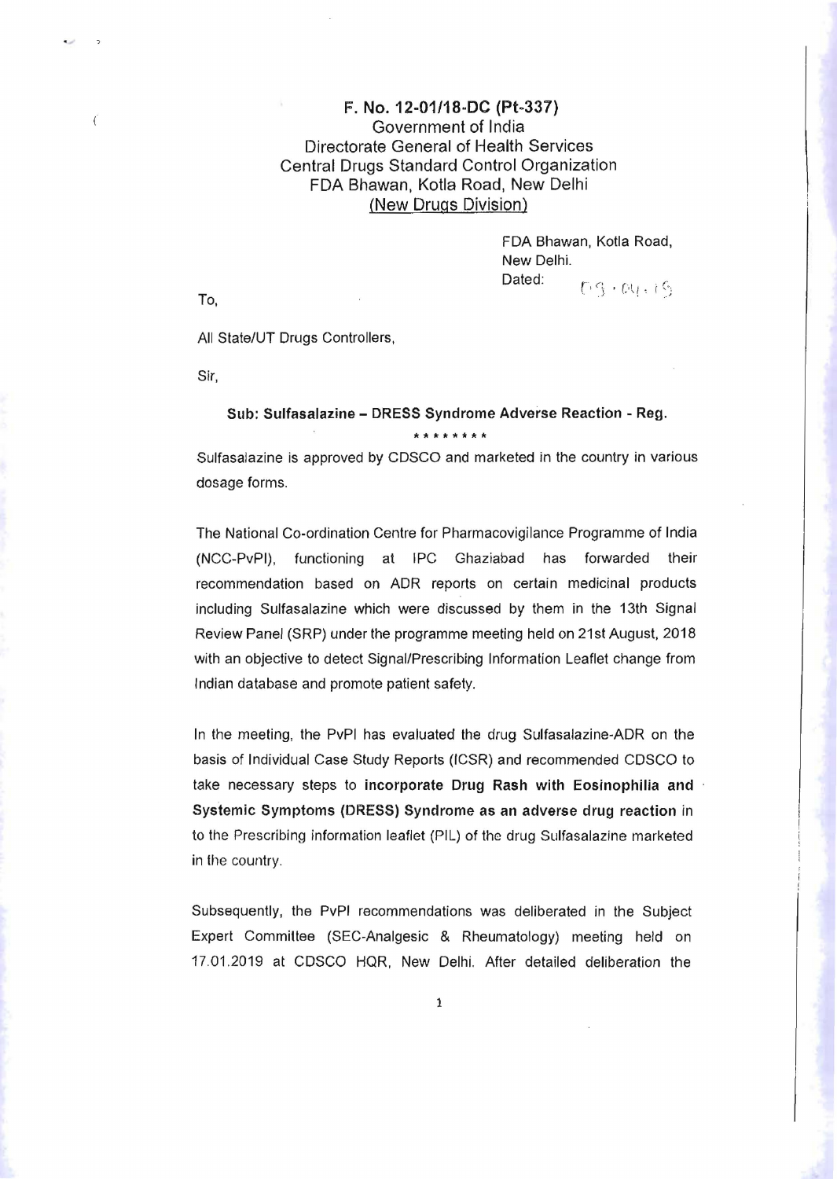**F. No. 12-01/18-DC (Pt-337)**
Government of India
Directorate General of Health Services
Central Drugs Standard Control Organization
FDA Bhawan, Kotla Road, New Delhi
<u>(New Drugs Division)</u>

FDA Bhawan, Kotla Road,
New Delhi.
Dated: 09.04.19

To,

All State/UT Drugs Controllers,

Sir,

**Sub: Sulfasalazine – DRESS Syndrome Adverse Reaction - Reg.**

\*\*\*\*\*\*\*\*

Sulfasalazine is approved by CDSCO and marketed in the country in various dosage forms.

The National Co-ordination Centre for Pharmacovigilance Programme of India (NCC-PvPI), functioning at IPC Ghaziabad has forwarded their recommendation based on ADR reports on certain medicinal products including Sulfasalazine which were discussed by them in the 13th Signal Review Panel (SRP) under the programme meeting held on 21st August, 2018 with an objective to detect Signal/Prescribing Information Leaflet change from Indian database and promote patient safety.

In the meeting, the PvPI has evaluated the drug Sulfasalazine-ADR on the basis of Individual Case Study Reports (ICSR) and recommended CDSCO to take necessary steps to **incorporate Drug Rash with Eosinophilia and Systemic Symptoms (DRESS) Syndrome as an adverse drug reaction** in to the Prescribing information leaflet (PIL) of the drug Sulfasalazine marketed in the country.

Subsequently, the PvPI recommendations was deliberated in the Subject Expert Committee (SEC-Analgesic & Rheumatology) meeting held on 17.01.2019 at CDSCO HQR, New Delhi. After detailed deliberation the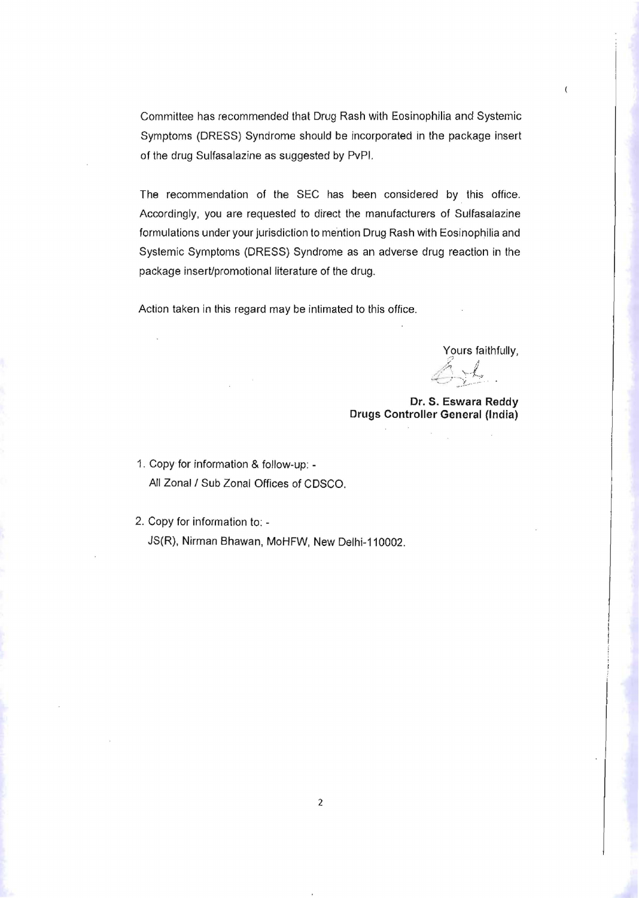Committee has recommended that Drug Rash with Eosinophilia and Systemic Symptoms (DRESS) Syndrome should be incorporated in the package insert of the drug Sulfasalazine as suggested by PvPI.

The recommendation of the SEC has been considered by this office. Accordingly, you are requested to direct the manufacturers of Sulfasalazine formulations under your jurisdiction to mention Drug Rash with Eosinophilia and Systemic Symptoms (DRESS) Syndrome as an adverse drug reaction in the package insert/promotional literature of the drug.

Action taken in this regard may be intimated to this office.

Yours faithfully,

**Dr. S. Eswara Reddy**
**Drugs Controller General (India)**

1. Copy for information & follow-up: -
   All Zonal / Sub Zonal Offices of CDSCO.

2. Copy for information to: -
   JS(R), Nirman Bhawan, MoHFW, New Delhi-110002.